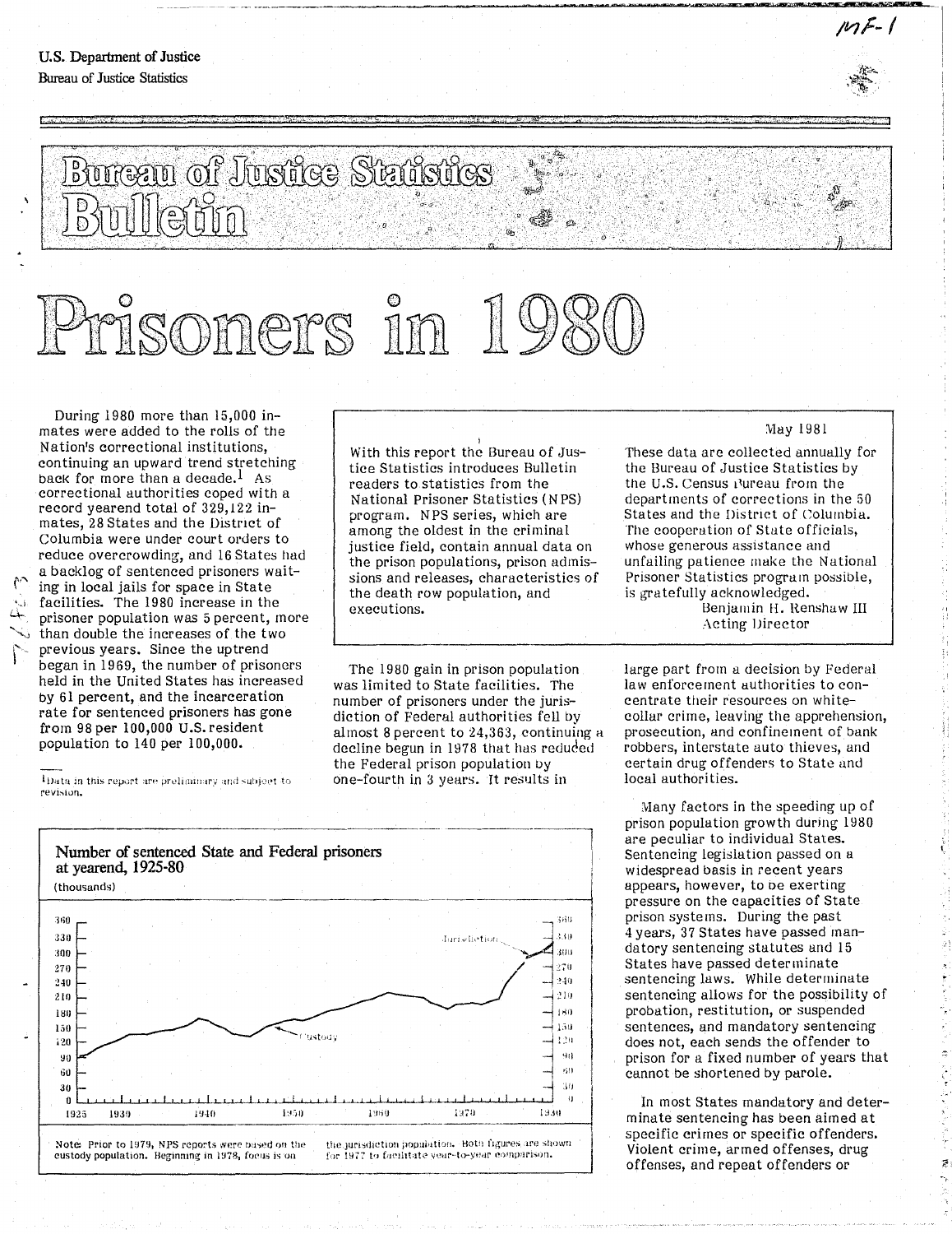U.S. Department of Justice
Bureau of Justice Statistics

# Bureau of Justice Statistics Bulletin

# Prisoners in 1980

During 1980 more than 15,000 inmates were added to the rolls of the Nation's correctional institutions, continuing an upward trend stretching back for more than a decade.[1] As correctional authorities coped with a record yearend total of 329,122 inmates, 28 States and the District of Columbia were under court orders to reduce overcrowding, and 16 States had a backlog of sentenced prisoners waiting in local jails for space in State facilities. The 1980 increase in the prisoner population was 5 percent, more than double the increases of the two previous years. Since the uptrend began in 1969, the number of prisoners held in the United States has increased by 61 percent, and the incarceration rate for sentenced prisoners has gone from 98 per 100,000 U.S. resident population to 140 per 100,000.

[1] Data in this report are preliminary and subject to revision.

May 1981

With this report the Bureau of Justice Statistics introduces Bulletin readers to statistics from the National Prisoner Statistics (NPS) program. NPS series, which are among the oldest in the criminal justice field, contain annual data on the prison populations, prison admissions and releases, characteristics of the death row population, and executions.

These data are collected annually for the Bureau of Justice Statistics by the U.S. Census Bureau from the departments of corrections in the 50 States and the District of Columbia. The cooperation of State officials, whose generous assistance and unfailing patience make the National Prisoner Statistics program possible, is gratefully acknowledged.

Benjamin H. Renshaw III
Acting Director

The 1980 gain in prison population was limited to State facilities. The number of prisoners under the jurisdiction of Federal authorities fell by almost 8 percent to 24,363, continuing a decline begun in 1978 that has reduced the Federal prison population by one-fourth in 3 years. It results in large part from a decision by Federal law enforcement authorities to concentrate their resources on white-collar crime, leaving the apprehension, prosecution, and confinement of bank robbers, interstate auto thieves, and certain drug offenders to State and local authorities.

**Number of sentenced State and Federal prisoners at yearend, 1925-80**
(thousands)

Note: Prior to 1979, NPS reports were based on the custody population. Beginning in 1978, focus is on the jurisdiction population. Both figures are shown for 1977 to facilitate year-to-year comparison.

Many factors in the speeding up of prison population growth during 1980 are peculiar to individual States. Sentencing legislation passed on a widespread basis in recent years appears, however, to be exerting pressure on the capacities of State prison systems. During the past 4 years, 37 States have passed mandatory sentencing statutes and 15 States have passed determinate sentencing laws. While determinate sentencing allows for the possibility of probation, restitution, or suspended sentences, and mandatory sentencing does not, each sends the offender to prison for a fixed number of years that cannot be shortened by parole.

In most States mandatory and determinate sentencing has been aimed at specific crimes or specific offenders. Violent crime, armed offenses, drug offenses, and repeat offenders or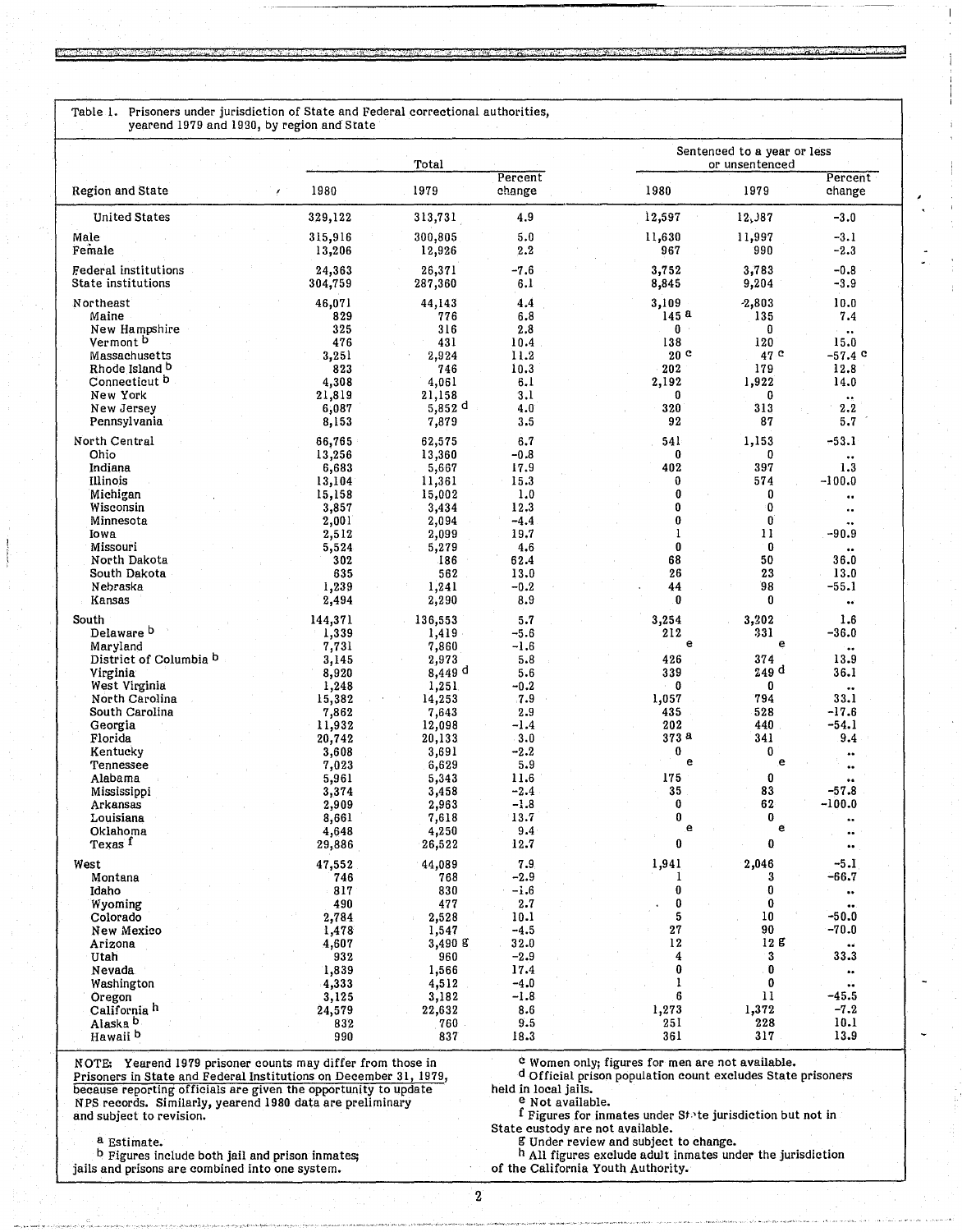Table 1. Prisoners under jurisdiction of State and Federal correctional authorities, yearend 1979 and 1980, by region and State

| Region and State | Total | | | Sentenced to a year or less or unsentenced | | |
|---|---|---|---|---|---|---|
| | 1980 | 1979 | Percent change | 1980 | 1979 | Percent change |
| United States | 329,122 | 313,731 | 4.9 | 12,597 | 12,387 | -3.0 |
| Male | 315,916 | 300,805 | 5.0 | 11,630 | 11,997 | -3.1 |
| Female | 13,206 | 12,926 | 2.2 | 967 | 990 | -2.3 |
| Federal institutions | 24,363 | 26,371 | -7.6 | 3,752 | 3,783 | -0.8 |
| State institutions | 304,759 | 287,360 | 6.1 | 8,845 | 9,204 | -3.9 |
| Northeast | 46,071 | 44,143 | 4.4 | 3,109 | 2,803 | 10.0 |
| Maine | 829 | 776 | 6.8 | 145 [a] | 135 | 7.4 |
| New Hampshire | 325 | 316 | 2.8 | 0 | 0 | .. |
| Vermont [b] | 476 | 431 | 10.4 | 138 | 120 | 15.0 |
| Massachusetts | 3,251 | 2,924 | 11.2 | 20 [c] | 47 [c] | -57.4 [c] |
| Rhode Island [b] | 823 | 746 | 10.3 | 202 | 179 | 12.8 |
| Connecticut [b] | 4,308 | 4,061 | 6.1 | 2,192 | 1,922 | 14.0 |
| New York | 21,819 | 21,158 | 3.1 | 0 | 0 | .. |
| New Jersey | 6,087 | 5,852 [d] | 4.0 | 320 | 313 | 2.2 |
| Pennsylvania | 8,153 | 7,879 | 3.5 | 92 | 87 | 5.7 |
| North Central | 66,765 | 62,575 | 6.7 | 541 | 1,153 | -53.1 |
| Ohio | 13,256 | 13,360 | -0.8 | 0 | 0 | .. |
| Indiana | 6,683 | 5,667 | 17.9 | 402 | 397 | 1.3 |
| Illinois | 13,104 | 11,361 | 15.3 | 0 | 574 | -100.0 |
| Michigan | 15,158 | 15,002 | 1.0 | 0 | 0 | .. |
| Wisconsin | 3,857 | 3,434 | 12.3 | 0 | 0 | .. |
| Minnesota | 2,001 | 2,094 | -4.4 | 0 | 0 | .. |
| Iowa | 2,512 | 2,099 | 19.7 | 1 | 11 | -90.9 |
| Missouri | 5,524 | 5,279 | 4.6 | 0 | 0 | .. |
| North Dakota | 302 | 186 | 62.4 | 68 | 50 | 36.0 |
| South Dakota | 635 | 562 | 13.0 | 26 | 23 | 13.0 |
| Nebraska | 1,239 | 1,241 | -0.2 | 44 | 98 | -55.1 |
| Kansas | 2,494 | 2,290 | 8.9 | 0 | 0 | .. |
| South | 144,371 | 136,553 | 5.7 | 3,254 | 3,202 | 1.6 |
| Delaware [b] | 1,339 | 1,419 | -5.6 | 212 | 331 | -36.0 |
| Maryland | 7,731 | 7,860 | -1.6 | [e] | [e] | .. |
| District of Columbia [b] | 3,145 | 2,973 | 5.8 | 426 | 374 | 13.9 |
| Virginia | 8,920 | 8,449 [d] | 5.6 | 339 | 249 [d] | 36.1 |
| West Virginia | 1,248 | 1,251 | -0.2 | 0 | 0 | .. |
| North Carolina | 15,382 | 14,253 | 7.9 | 1,057 | 794 | 33.1 |
| South Carolina | 7,862 | 7,643 | 2.9 | 435 | 528 | -17.6 |
| Georgia | 11,932 | 12,098 | -1.4 | 202 | 440 | -54.1 |
| Florida | 20,742 | 20,133 | 3.0 | 373 [a] | 341 | 9.4 |
| Kentucky | 3,608 | 3,691 | -2.2 | 0 | 0 | .. |
| Tennessee | 7,023 | 6,629 | 5.9 | [e] | [e] | .. |
| Alabama | 5,961 | 5,343 | 11.6 | 175 | 0 | .. |
| Mississippi | 3,374 | 3,458 | -2.4 | 35 | 83 | -57.8 |
| Arkansas | 2,909 | 2,963 | -1.8 | 0 | 62 | -100.0 |
| Louisiana | 8,661 | 7,618 | 13.7 | 0 | 0 | .. |
| Oklahoma | 4,648 | 4,250 | 9.4 | [e] | [e] | .. |
| Texas [f] | 29,886 | 26,522 | 12.7 | 0 | 0 | .. |
| West | 47,552 | 44,089 | 7.9 | 1,941 | 2,046 | -5.1 |
| Montana | 746 | 768 | -2.9 | 1 | 3 | -66.7 |
| Idaho | 817 | 830 | -1.6 | 0 | 0 | .. |
| Wyoming | 490 | 477 | 2.7 | 0 | 0 | .. |
| Colorado | 2,784 | 2,528 | 10.1 | 5 | 10 | -50.0 |
| New Mexico | 1,478 | 1,547 | -4.5 | 27 | 90 | -70.0 |
| Arizona | 4,607 | 3,490 [g] | 32.0 | 12 | 12 [g] | .. |
| Utah | 932 | 960 | -2.9 | 4 | 3 | 33.3 |
| Nevada | 1,839 | 1,566 | 17.4 | 0 | 0 | .. |
| Washington | 4,333 | 4,512 | -4.0 | 1 | 0 | .. |
| Oregon | 3,125 | 3,182 | -1.8 | 6 | 11 | -45.5 |
| California [h] | 24,579 | 22,632 | 8.6 | 1,273 | 1,372 | -7.2 |
| Alaska [b] | 832 | 760 | 9.5 | 251 | 228 | 10.1 |
| Hawaii [b] | 990 | 837 | 18.3 | 361 | 317 | 13.9 |

NOTE: Yearend 1979 prisoner counts may differ from those in Prisoners in State and Federal Institutions on December 31, 1979, because reporting officials are given the opportunity to update NPS records. Similarly, yearend 1980 data are preliminary and subject to revision.

[a] Estimate.
[b] Figures include both jail and prison inmates; jails and prisons are combined into one system.
[c] Women only; figures for men are not available.
[d] Official prison population count excludes State prisoners held in local jails.
[e] Not available.
[f] Figures for inmates under State jurisdiction but not in State custody are not available.
[g] Under review and subject to change.
[h] All figures exclude adult inmates under the jurisdiction of the California Youth Authority.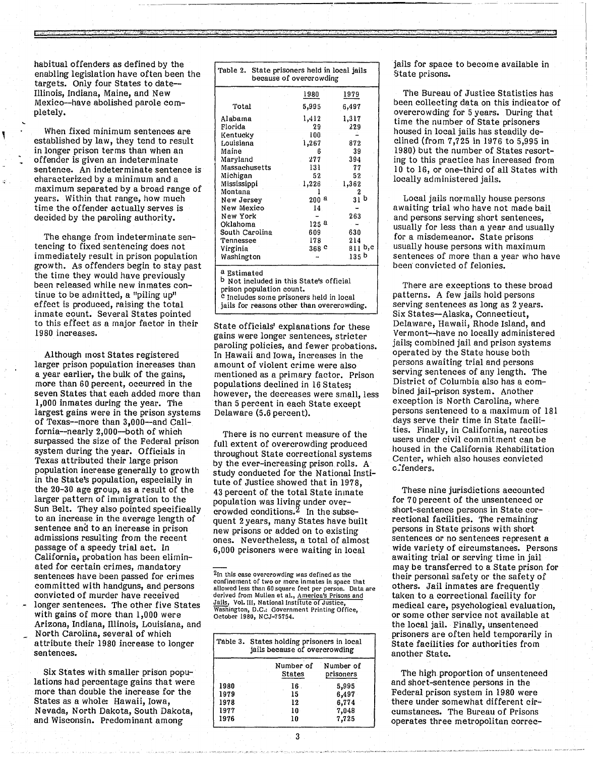habitual offenders as defined by the enabling legislation have often been the targets. Only four States to date—Illinois, Indiana, Maine, and New Mexico—have abolished parole completely.

When fixed minimum sentences are established by law, they tend to result in longer prison terms than when an offender is given an indeterminate sentence. An indeterminate sentence is characterized by a minimum and a maximum separated by a broad range of years. Within that range, how much time the offender actually serves is decided by the paroling authority.

The change from indeterminate sentencing to fixed sentencing does not immediately result in prison population growth. As offenders begin to stay past the time they would have previously been released while new inmates continue to be admitted, a "piling up" effect is produced, raising the total inmate count. Several States pointed to this effect as a major factor in their 1980 increases.

Although most States registered larger prison population increases than a year earlier, the bulk of the gains, more than 60 percent, occurred in the seven States that each added more than 1,000 inmates during the year. The largest gains were in the prison systems of Texas—more than 3,000—and California—nearly 2,000—both of which surpassed the size of the Federal prison system during the year. Officials in Texas attributed their large prison population increase generally to growth in the State's population, especially in the 20-30 age group, as a result of the larger pattern of immigration to the Sun Belt. They also pointed specifically to an increase in the average length of sentence and to an increase in prison admissions resulting from the recent passage of a speedy trial act. In California, probation has been eliminated for certain crimes, mandatory sentences have been passed for crimes committed with handguns, and persons convicted of murder have received longer sentences. The other five States with gains of more than 1,000 were Arizona, Indiana, Illinois, Louisiana, and North Carolina, several of which attribute their 1980 increase to longer sentences.

Six States with smaller prison populations had percentage gains that were more than double the increase for the States as a whole: Hawaii, Iowa, Nevada, North Dakota, South Dakota, and Wisconsin. Predominant among

Table 2. State prisoners held in local jails because of overcrowding

| | 1980 | 1979 |
|---|---|---|
| Total | 5,995 | 6,497 |
| Alabama | 1,412 | 1,317 |
| Florida | 29 | 229 |
| Kentucky | 100 | - |
| Louisiana | 1,267 | 872 |
| Maine | 6 | 39 |
| Maryland | 277 | 394 |
| Massachusetts | 131 | 77 |
| Michigan | 52 | 52 |
| Mississippi | 1,226 | 1,362 |
| Montana | 1 | 2 |
| New Jersey | 200 [a] | 31 [b] |
| New Mexico | 14 | - |
| New York | - | 263 |
| Oklahoma | 125 [a] | - |
| South Carolina | 609 | 630 |
| Tennessee | 178 | 214 |
| Virginia | 368 [c] | 811 [b,c] |
| Washington | - | 135 [b] |

[a] Estimated
[b] Not included in this State's official prison population count.
[c] Includes some prisoners held in local jails for reasons other than overcrowding.

State officials' explanations for these gains were longer sentences, stricter paroling policies, and fewer probations. In Hawaii and Iowa, increases in the amount of violent crime were also mentioned as a primary factor. Prison populations declined in 16 States; however, the decreases were small, less than 5 percent in each State except Delaware (5.6 percent).

There is no current measure of the full extent of overcrowding produced throughout State correctional systems by the ever-increasing prison rolls. A study conducted for the National Institute of Justice showed that in 1978, 43 percent of the total State inmate population was living under overcrowded conditions.[2] In the subsequent 2 years, many States have built new prisons or added on to existing ones. Nevertheless, a total of almost 6,000 prisoners were waiting in local jails for space to become available in State prisons.

[2] In this case overcrowding was defined as the confinement of two or more inmates in space that allowed less than 60 square feet per person. Data are derived from Mullen et al., America's Prisons and Jails, Vol. III, National Institute of Justice, Washington, D.C.: Government Printing Office, October 1980, NCJ-75754.

Table 3. States holding prisoners in local jails because of overcrowding

| | Number of States | Number of prisoners |
|---|---|---|
| 1980 | 16 | 5,995 |
| 1979 | 15 | 6,497 |
| 1978 | 12 | 6,774 |
| 1977 | 10 | 7,048 |
| 1976 | 10 | 7,725 |

The Bureau of Justice Statistics has been collecting data on this indicator of overcrowding for 5 years. During that time the number of State prisoners housed in local jails has steadily declined (from 7,725 in 1976 to 5,995 in 1980) but the number of States resorting to this practice has increased from 10 to 16, or one-third of all States with locally administered jails.

Local jails normally house persons awaiting trial who have not made bail and persons serving short sentences, usually for less than a year and usually for a misdemeanor. State prisons usually house persons with maximum sentences of more than a year who have been convicted of felonies.

There are exceptions to these broad patterns. A few jails hold persons serving sentences as long as 2 years. Six States—Alaska, Connecticut, Delaware, Hawaii, Rhode Island, and Vermont—have no locally administered jails; combined jail and prison systems operated by the State house both persons awaiting trial and persons serving sentences of any length. The District of Columbia also has a combined jail-prison system. Another exception is North Carolina, where persons sentenced to a maximum of 181 days serve their time in State facilities. Finally, in California, narcotics users under civil commitment can be housed in the California Rehabilitation Center, which also houses convicted offenders.

These nine jurisdictions accounted for 70 percent of the unsentenced or short-sentence persons in State correctional facilities. The remaining persons in State prisons with short sentences or no sentences represent a wide variety of circumstances. Persons awaiting trial or serving time in jail may be transferred to a State prison for their personal safety or the safety of others. Jail inmates are frequently taken to a correctional facility for medical care, psychological evaluation, or some other service not available at the local jail. Finally, unsentenced prisoners are often held temporarily in State facilities for authorities from another State.

The high proportion of unsentenced and short-sentence persons in the Federal prison system in 1980 were there under somewhat different circumstances. The Bureau of Prisons operates three metropolitan correc-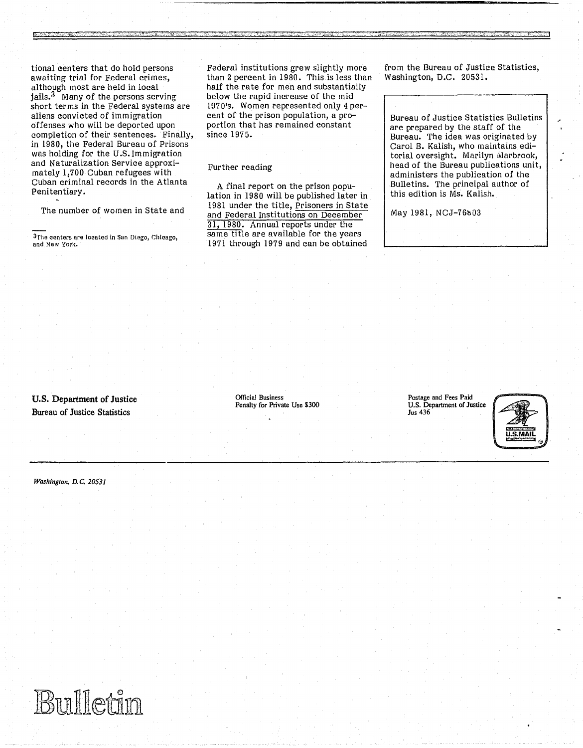tional centers that do hold persons awaiting trial for Federal crimes, although most are held in local jails.[3] Many of the persons serving short terms in the Federal systems are aliens convicted of immigration offenses who will be deported upon completion of their sentences. Finally, in 1980, the Federal Bureau of Prisons was holding for the U.S. Immigration and Naturalization Service approximately 1,700 Cuban refugees with Cuban criminal records in the Atlanta Penitentiary.

The number of women in State and Federal institutions grew slightly more than 2 percent in 1980. This is less than half the rate for men and substantially below the rapid increase of the mid 1970's. Women represented only 4 percent of the prison population, a proportion that has remained constant since 1975.

[3] The centers are located in San Diego, Chicago, and New York.

## Further reading

A final report on the prison population in 1980 will be published later in 1981 under the title, Prisoners in State and Federal Institutions on December 31, 1980. Annual reports under the same title are available for the years 1971 through 1979 and can be obtained from the Bureau of Justice Statistics, Washington, D.C. 20531.

Bureau of Justice Statistics Bulletins are prepared by the staff of the Bureau. The idea was originated by Carol B. Kalish, who maintains editorial oversight. Marilyn Marbrook, head of the Bureau publications unit, administers the publication of the Bulletins. The principal author of this edition is Ms. Kalish.

May 1981, NCJ-76803

**U.S. Department of Justice**
**Bureau of Justice Statistics**

Official Business
Penalty for Private Use $300

Postage and Fees Paid
U.S. Department of Justice
Jus 436

U.S.MAIL

*Washington, D.C. 20531*

# Bulletin